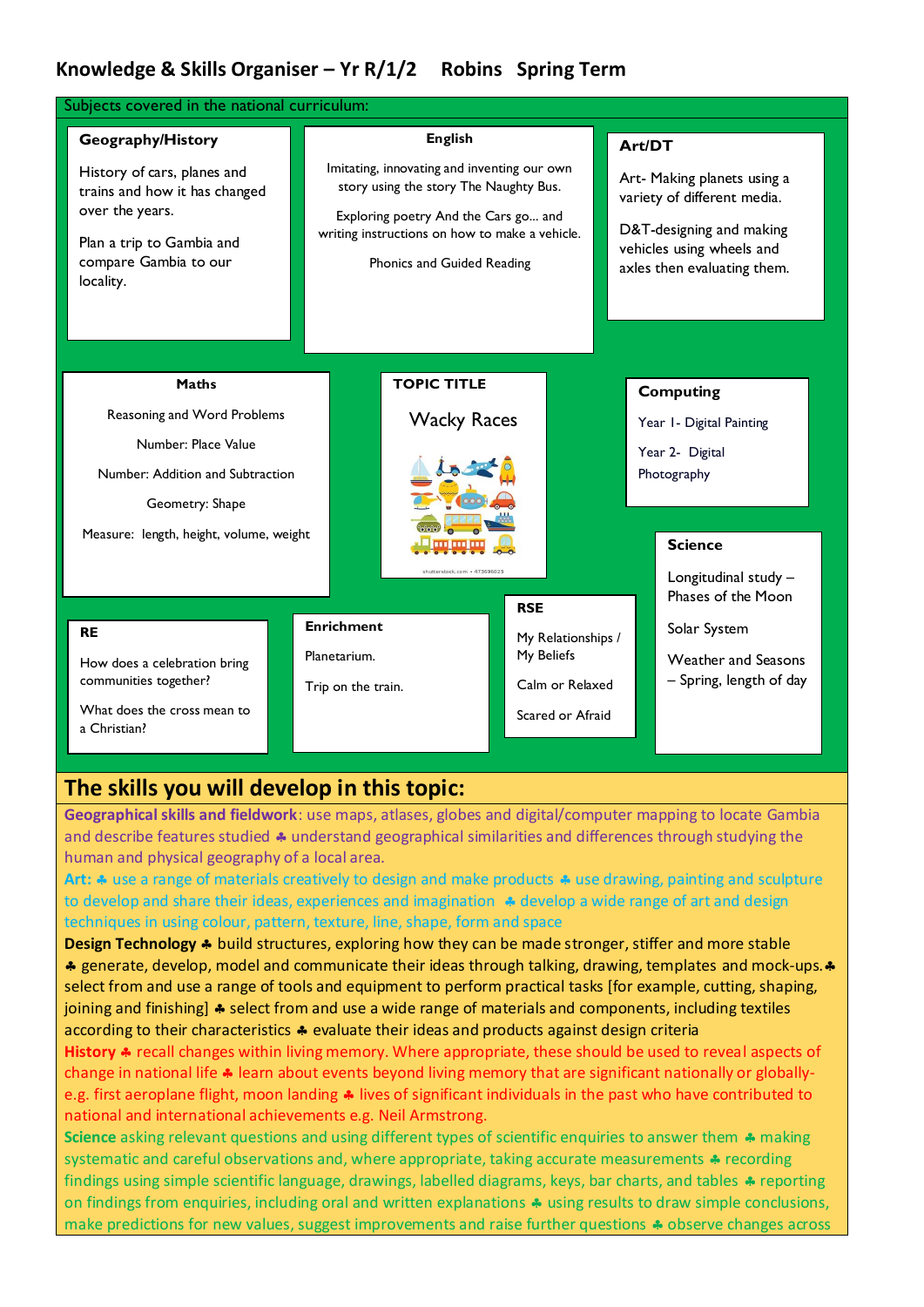# Knowledge & Skills Organiser – Yr R/1/2 Robins Spring Term

Subjects covered in the national curriculum:

### Geography/History

History of cars, planes and trains and how it has changed over the years.

Plan a trip to Gambia and compare Gambia to our locality.

### English

Imitating, innovating and inventing our own story using the story The Naughty Bus.

Exploring poetry And the Cars go… and writing instructions on how to make a vehicle.

Phonics and Guided Reading

### Art/DT

Art- Making planets using a variety of different media.

D&T-designing and making vehicles using wheels and axles then evaluating them.

### Maths

Reasoning and Word Problems

Number: Place Value

Number: Addition and Subtraction

Geometry: Shape

Measure: length, height, volume, weight

### TOPIC TITLE

Wacky Races

shutterstock.com • 473696023

### Computing

Year 1- Digital Painting

Year 2- Digital Photography

### Science

Longitudinal study – Phases of the Moon

Solar System

Weather and Seasons – Spring, length of day

### RE

How does a celebration bring communities together?

What does the cross mean to a Christian?

### Enrichment

Planetarium.

Trip on the train.

### RSE

My Relationships / My Beliefs

Calm or Relaxed

Scared or Afraid

## The skills you will develop in this topic:

**Geographical skills and fieldwork**: use maps, atlases, globes and digital/computer mapping to locate Gambia and describe features studied ♣ understand geographical similarities and differences through studying the human and physical geography of a local area.

**Art:** ♣ use a range of materials creatively to design and make products ♣ use drawing, painting and sculpture to develop and share their ideas, experiences and imagination ♣ develop a wide range of art and design techniques in using colour, pattern, texture, line, shape, form and space

**Design Technology** ♣ build structures, exploring how they can be made stronger, stiffer and more stable ♣ generate, develop, model and communicate their ideas through talking, drawing, templates and mock-ups.♣ select from and use a range of tools and equipment to perform practical tasks [for example, cutting, shaping, joining and finishing] ♣ select from and use a wide range of materials and components, including textiles according to their characteristics ♣ evaluate their ideas and products against design criteria

**History** ♣ recall changes within living memory. Where appropriate, these should be used to reveal aspects of change in national life ♣ learn about events beyond living memory that are significant nationally or globally- e.g. first aeroplane flight, moon landing ♣ lives of significant individuals in the past who have contributed to national and international achievements e.g. Neil Armstrong.

**Science** asking relevant questions and using different types of scientific enquiries to answer them ♣ making systematic and careful observations and, where appropriate, taking accurate measurements ♣ recording findings using simple scientific language, drawings, labelled diagrams, keys, bar charts, and tables ♣ reporting on findings from enquiries, including oral and written explanations ♣ using results to draw simple conclusions, make predictions for new values, suggest improvements and raise further questions ♣ observe changes across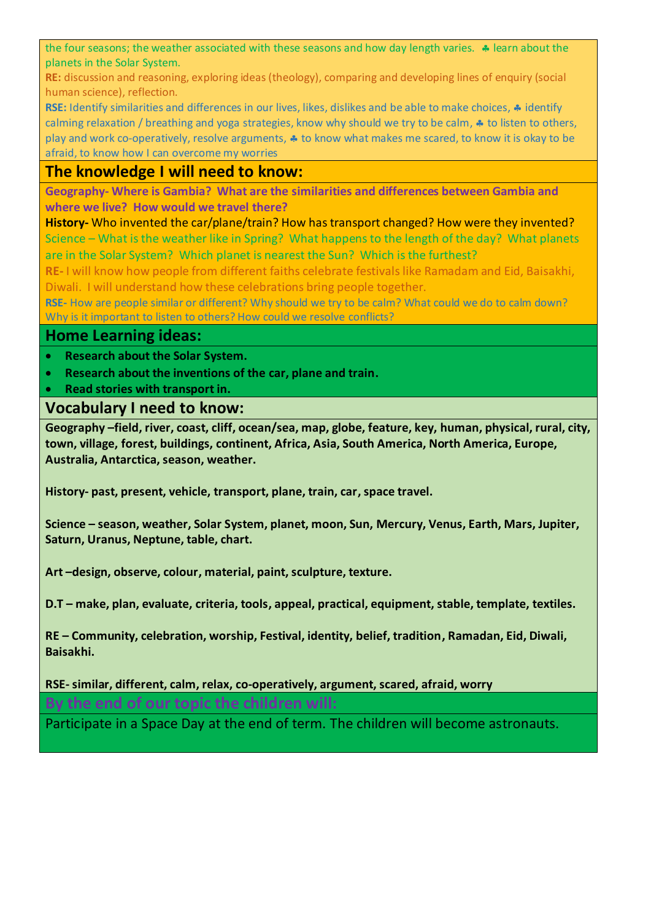the four seasons; the weather associated with these seasons and how day length varies. ♣ learn about the planets in the Solar System.

**RE:** discussion and reasoning, exploring ideas (theology), comparing and developing lines of enquiry (social human science), reflection.

**RSE:** Identify similarities and differences in our lives, likes, dislikes and be able to make choices, ♣ identify calming relaxation / breathing and yoga strategies, know why should we try to be calm, ♣ to listen to others, play and work co-operatively, resolve arguments, ♣ to know what makes me scared, to know it is okay to be afraid, to know how I can overcome my worries

## The knowledge I will need to know:

**Geography- Where is Gambia? What are the similarities and differences between Gambia and where we live? How would we travel there?**

**History-** Who invented the car/plane/train? How has transport changed? How were they invented?

Science – What is the weather like in Spring? What happens to the length of the day? What planets are in the Solar System? Which planet is nearest the Sun? Which is the furthest?

**RE-** I will know how people from different faiths celebrate festivals like Ramadam and Eid, Baisakhi, Diwali. I will understand how these celebrations bring people together.

**RSE-** How are people similar or different? Why should we try to be calm? What could we do to calm down? Why is it important to listen to others? How could we resolve conflicts?

## Home Learning ideas:

- **Research about the Solar System.**
- **Research about the inventions of the car, plane and train.**
- **Read stories with transport in.**

## Vocabulary I need to know:

**Geography –field, river, coast, cliff, ocean/sea, map, globe, feature, key, human, physical, rural, city, town, village, forest, buildings, continent, Africa, Asia, South America, North America, Europe, Australia, Antarctica, season, weather.**

**History- past, present, vehicle, transport, plane, train, car, space travel.**

**Science – season, weather, Solar System, planet, moon, Sun, Mercury, Venus, Earth, Mars, Jupiter, Saturn, Uranus, Neptune, table, chart.**

**Art –design, observe, colour, material, paint, sculpture, texture.**

**D.T – make, plan, evaluate, criteria, tools, appeal, practical, equipment, stable, template, textiles.**

**RE – Community, celebration, worship, Festival, identity, belief, tradition, Ramadan, Eid, Diwali, Baisakhi.**

**RSE- similar, different, calm, relax, co-operatively, argument, scared, afraid, worry**

## By the end of our topic the children will:

Participate in a Space Day at the end of term. The children will become astronauts.